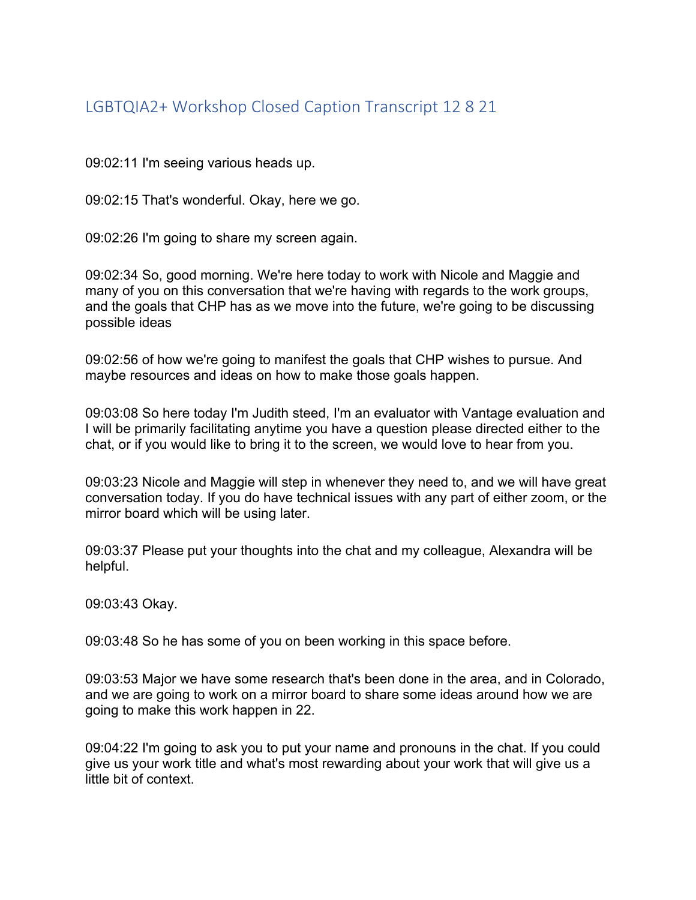# LGBTQIA2+ Workshop Closed Caption Transcript 12 8 21

09:02:11 I'm seeing various heads up.

09:02:15 That's wonderful. Okay, here we go.

09:02:26 I'm going to share my screen again.

09:02:34 So, good morning. We're here today to work with Nicole and Maggie and many of you on this conversation that we're having with regards to the work groups, and the goals that CHP has as we move into the future, we're going to be discussing possible ideas

09:02:56 of how we're going to manifest the goals that CHP wishes to pursue. And maybe resources and ideas on how to make those goals happen.

09:03:08 So here today I'm Judith steed, I'm an evaluator with Vantage evaluation and I will be primarily facilitating anytime you have a question please directed either to the chat, or if you would like to bring it to the screen, we would love to hear from you.

09:03:23 Nicole and Maggie will step in whenever they need to, and we will have great conversation today. If you do have technical issues with any part of either zoom, or the mirror board which will be using later.

09:03:37 Please put your thoughts into the chat and my colleague, Alexandra will be helpful.

09:03:43 Okay.

09:03:48 So he has some of you on been working in this space before.

09:03:53 Major we have some research that's been done in the area, and in Colorado, and we are going to work on a mirror board to share some ideas around how we are going to make this work happen in 22.

09:04:22 I'm going to ask you to put your name and pronouns in the chat. If you could give us your work title and what's most rewarding about your work that will give us a little bit of context.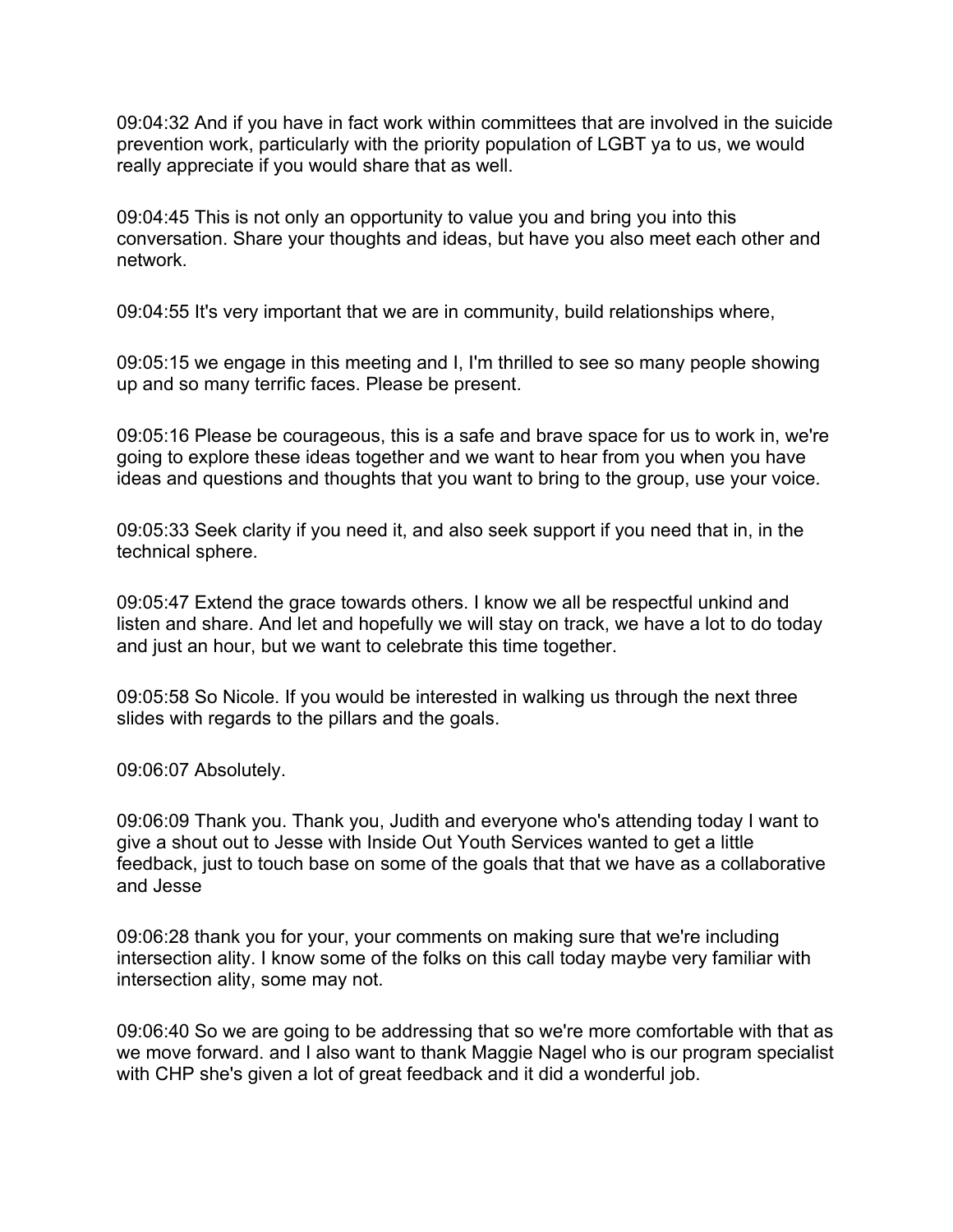09:04:32 And if you have in fact work within committees that are involved in the suicide prevention work, particularly with the priority population of LGBT ya to us, we would really appreciate if you would share that as well.

09:04:45 This is not only an opportunity to value you and bring you into this conversation. Share your thoughts and ideas, but have you also meet each other and network.

09:04:55 It's very important that we are in community, build relationships where,

09:05:15 we engage in this meeting and I, I'm thrilled to see so many people showing up and so many terrific faces. Please be present.

09:05:16 Please be courageous, this is a safe and brave space for us to work in, we're going to explore these ideas together and we want to hear from you when you have ideas and questions and thoughts that you want to bring to the group, use your voice.

09:05:33 Seek clarity if you need it, and also seek support if you need that in, in the technical sphere.

09:05:47 Extend the grace towards others. I know we all be respectful unkind and listen and share. And let and hopefully we will stay on track, we have a lot to do today and just an hour, but we want to celebrate this time together.

09:05:58 So Nicole. If you would be interested in walking us through the next three slides with regards to the pillars and the goals.

09:06:07 Absolutely.

09:06:09 Thank you. Thank you, Judith and everyone who's attending today I want to give a shout out to Jesse with Inside Out Youth Services wanted to get a little feedback, just to touch base on some of the goals that that we have as a collaborative and Jesse

09:06:28 thank you for your, your comments on making sure that we're including intersection ality. I know some of the folks on this call today maybe very familiar with intersection ality, some may not.

09:06:40 So we are going to be addressing that so we're more comfortable with that as we move forward. and I also want to thank Maggie Nagel who is our program specialist with CHP she's given a lot of great feedback and it did a wonderful job.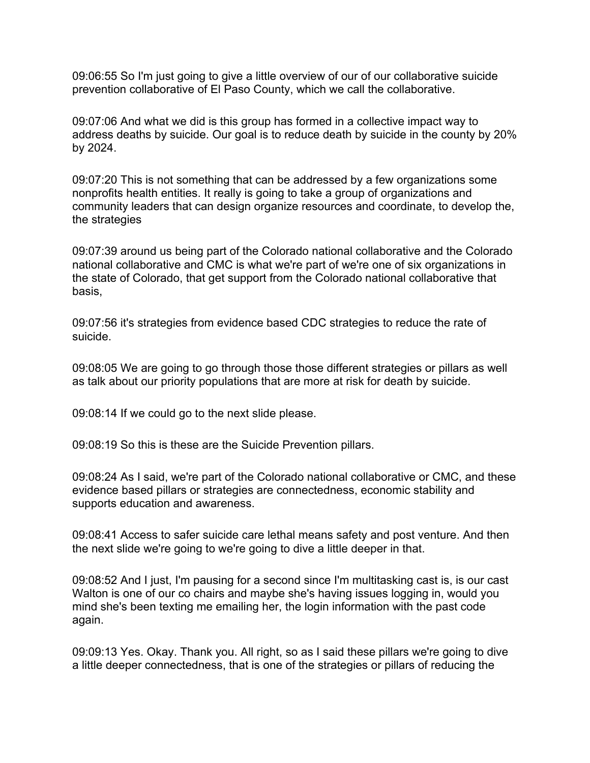09:06:55 So I'm just going to give a little overview of our of our collaborative suicide prevention collaborative of El Paso County, which we call the collaborative.

09:07:06 And what we did is this group has formed in a collective impact way to address deaths by suicide. Our goal is to reduce death by suicide in the county by 20% by 2024.

09:07:20 This is not something that can be addressed by a few organizations some nonprofits health entities. It really is going to take a group of organizations and community leaders that can design organize resources and coordinate, to develop the, the strategies

09:07:39 around us being part of the Colorado national collaborative and the Colorado national collaborative and CMC is what we're part of we're one of six organizations in the state of Colorado, that get support from the Colorado national collaborative that basis,

09:07:56 it's strategies from evidence based CDC strategies to reduce the rate of suicide.

09:08:05 We are going to go through those those different strategies or pillars as well as talk about our priority populations that are more at risk for death by suicide.

09:08:14 If we could go to the next slide please.

09:08:19 So this is these are the Suicide Prevention pillars.

09:08:24 As I said, we're part of the Colorado national collaborative or CMC, and these evidence based pillars or strategies are connectedness, economic stability and supports education and awareness.

09:08:41 Access to safer suicide care lethal means safety and post venture. And then the next slide we're going to we're going to dive a little deeper in that.

09:08:52 And I just, I'm pausing for a second since I'm multitasking cast is, is our cast Walton is one of our co chairs and maybe she's having issues logging in, would you mind she's been texting me emailing her, the login information with the past code again.

09:09:13 Yes. Okay. Thank you. All right, so as I said these pillars we're going to dive a little deeper connectedness, that is one of the strategies or pillars of reducing the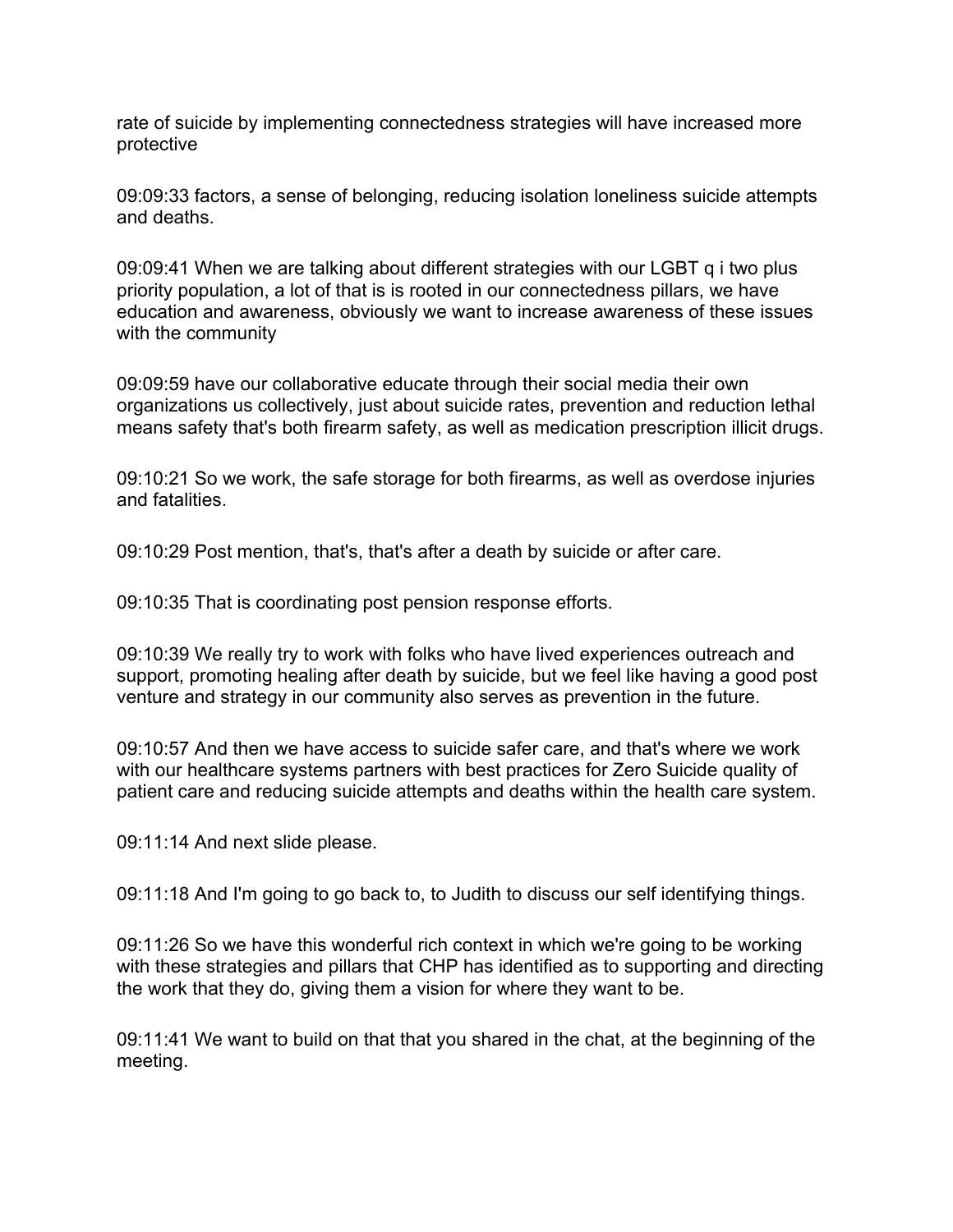rate of suicide by implementing connectedness strategies will have increased more protective

09:09:33 factors, a sense of belonging, reducing isolation loneliness suicide attempts and deaths.

09:09:41 When we are talking about different strategies with our LGBT q i two plus priority population, a lot of that is is rooted in our connectedness pillars, we have education and awareness, obviously we want to increase awareness of these issues with the community

09:09:59 have our collaborative educate through their social media their own organizations us collectively, just about suicide rates, prevention and reduction lethal means safety that's both firearm safety, as well as medication prescription illicit drugs.

09:10:21 So we work, the safe storage for both firearms, as well as overdose injuries and fatalities.

09:10:29 Post mention, that's, that's after a death by suicide or after care.

09:10:35 That is coordinating post pension response efforts.

09:10:39 We really try to work with folks who have lived experiences outreach and support, promoting healing after death by suicide, but we feel like having a good post venture and strategy in our community also serves as prevention in the future.

09:10:57 And then we have access to suicide safer care, and that's where we work with our healthcare systems partners with best practices for Zero Suicide quality of patient care and reducing suicide attempts and deaths within the health care system.

09:11:14 And next slide please.

09:11:18 And I'm going to go back to, to Judith to discuss our self identifying things.

09:11:26 So we have this wonderful rich context in which we're going to be working with these strategies and pillars that CHP has identified as to supporting and directing the work that they do, giving them a vision for where they want to be.

09:11:41 We want to build on that that you shared in the chat, at the beginning of the meeting.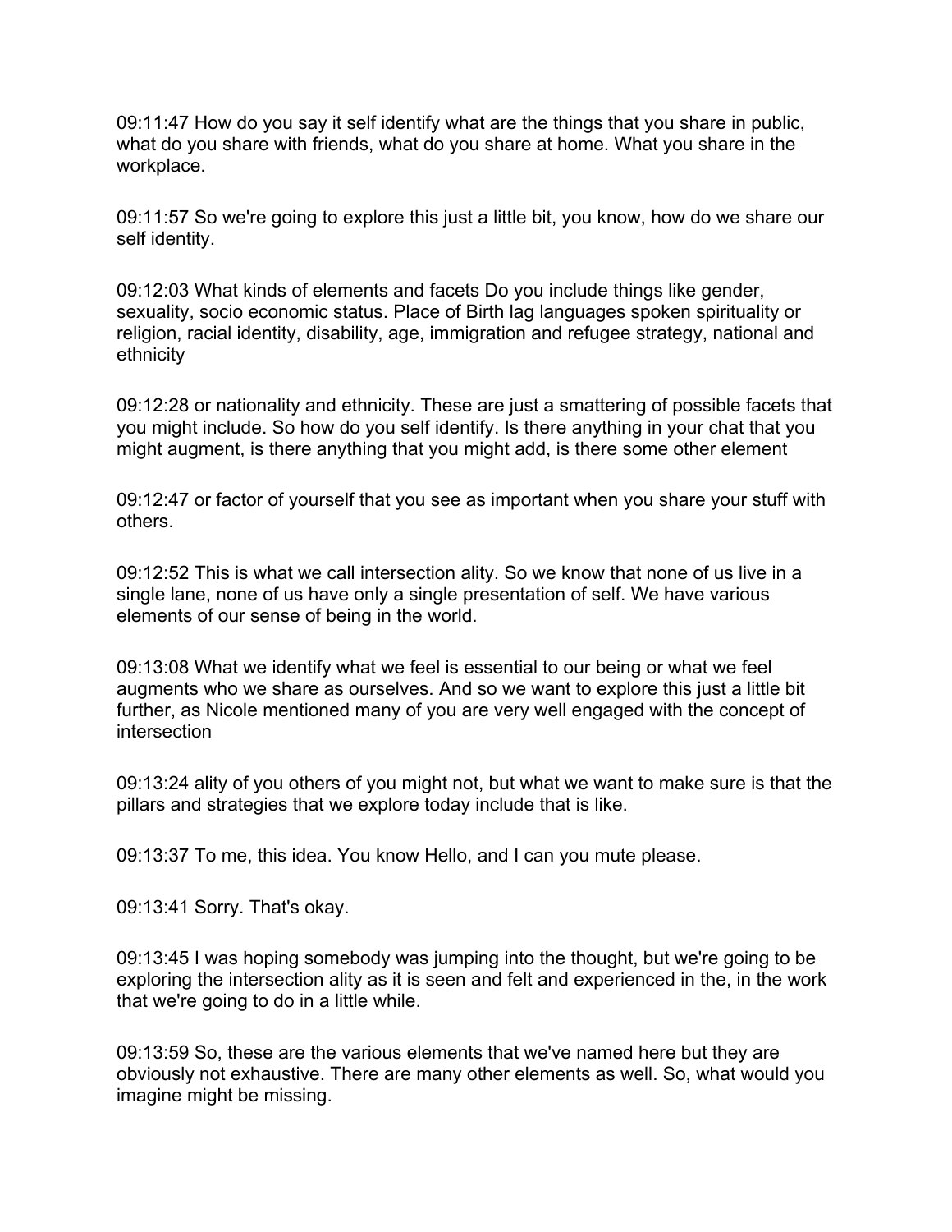09:11:47 How do you say it self identify what are the things that you share in public, what do you share with friends, what do you share at home. What you share in the workplace.

09:11:57 So we're going to explore this just a little bit, you know, how do we share our self identity.

09:12:03 What kinds of elements and facets Do you include things like gender, sexuality, socio economic status. Place of Birth lag languages spoken spirituality or religion, racial identity, disability, age, immigration and refugee strategy, national and ethnicity

09:12:28 or nationality and ethnicity. These are just a smattering of possible facets that you might include. So how do you self identify. Is there anything in your chat that you might augment, is there anything that you might add, is there some other element

09:12:47 or factor of yourself that you see as important when you share your stuff with others.

09:12:52 This is what we call intersection ality. So we know that none of us live in a single lane, none of us have only a single presentation of self. We have various elements of our sense of being in the world.

09:13:08 What we identify what we feel is essential to our being or what we feel augments who we share as ourselves. And so we want to explore this just a little bit further, as Nicole mentioned many of you are very well engaged with the concept of intersection

09:13:24 ality of you others of you might not, but what we want to make sure is that the pillars and strategies that we explore today include that is like.

09:13:37 To me, this idea. You know Hello, and I can you mute please.

09:13:41 Sorry. That's okay.

09:13:45 I was hoping somebody was jumping into the thought, but we're going to be exploring the intersection ality as it is seen and felt and experienced in the, in the work that we're going to do in a little while.

09:13:59 So, these are the various elements that we've named here but they are obviously not exhaustive. There are many other elements as well. So, what would you imagine might be missing.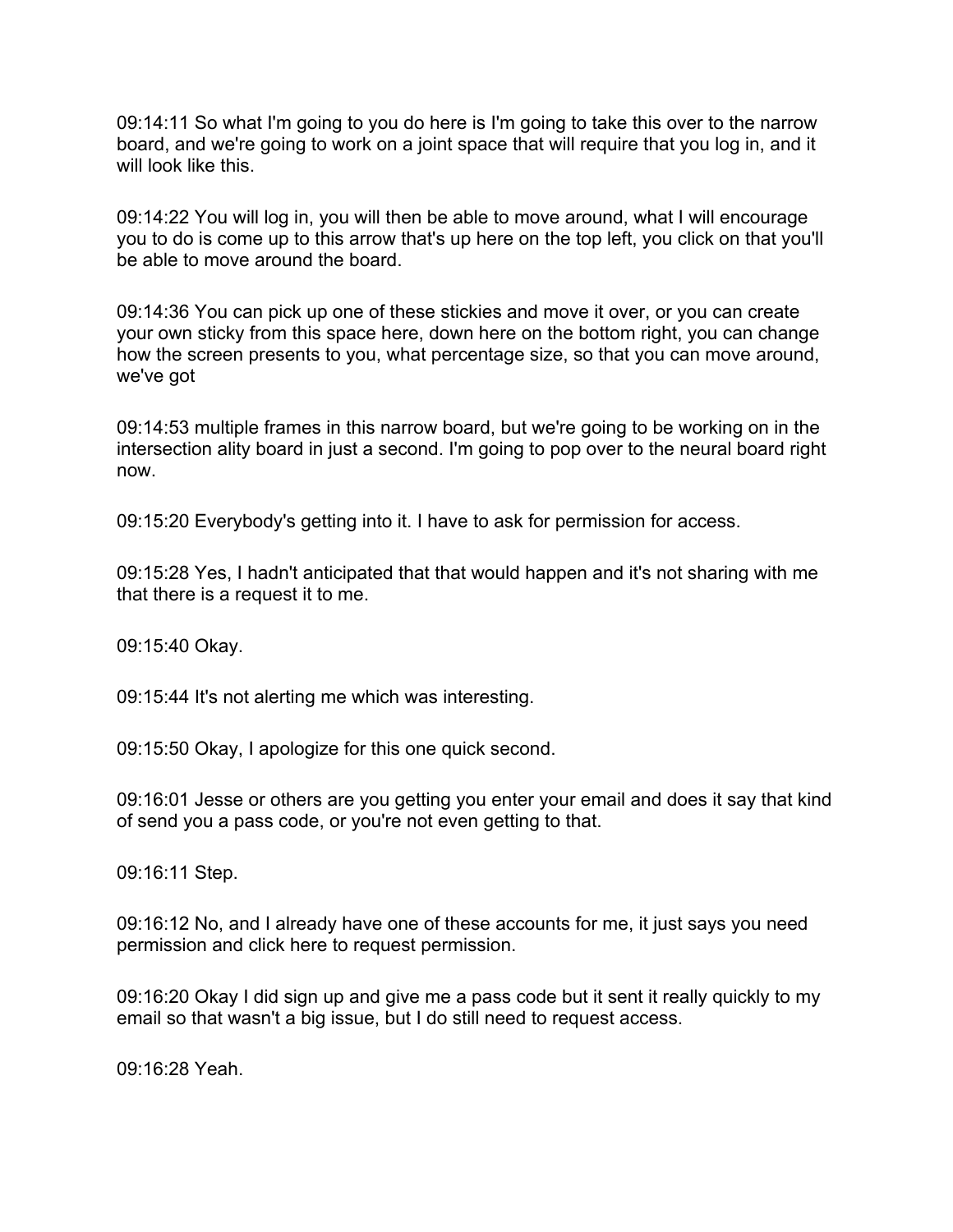09:14:11 So what I'm going to you do here is I'm going to take this over to the narrow board, and we're going to work on a joint space that will require that you log in, and it will look like this.

09:14:22 You will log in, you will then be able to move around, what I will encourage you to do is come up to this arrow that's up here on the top left, you click on that you'll be able to move around the board.

09:14:36 You can pick up one of these stickies and move it over, or you can create your own sticky from this space here, down here on the bottom right, you can change how the screen presents to you, what percentage size, so that you can move around, we've got

09:14:53 multiple frames in this narrow board, but we're going to be working on in the intersection ality board in just a second. I'm going to pop over to the neural board right now.

09:15:20 Everybody's getting into it. I have to ask for permission for access.

09:15:28 Yes, I hadn't anticipated that that would happen and it's not sharing with me that there is a request it to me.

09:15:40 Okay.

09:15:44 It's not alerting me which was interesting.

09:15:50 Okay, I apologize for this one quick second.

09:16:01 Jesse or others are you getting you enter your email and does it say that kind of send you a pass code, or you're not even getting to that.

09:16:11 Step.

09:16:12 No, and I already have one of these accounts for me, it just says you need permission and click here to request permission.

09:16:20 Okay I did sign up and give me a pass code but it sent it really quickly to my email so that wasn't a big issue, but I do still need to request access.

09:16:28 Yeah.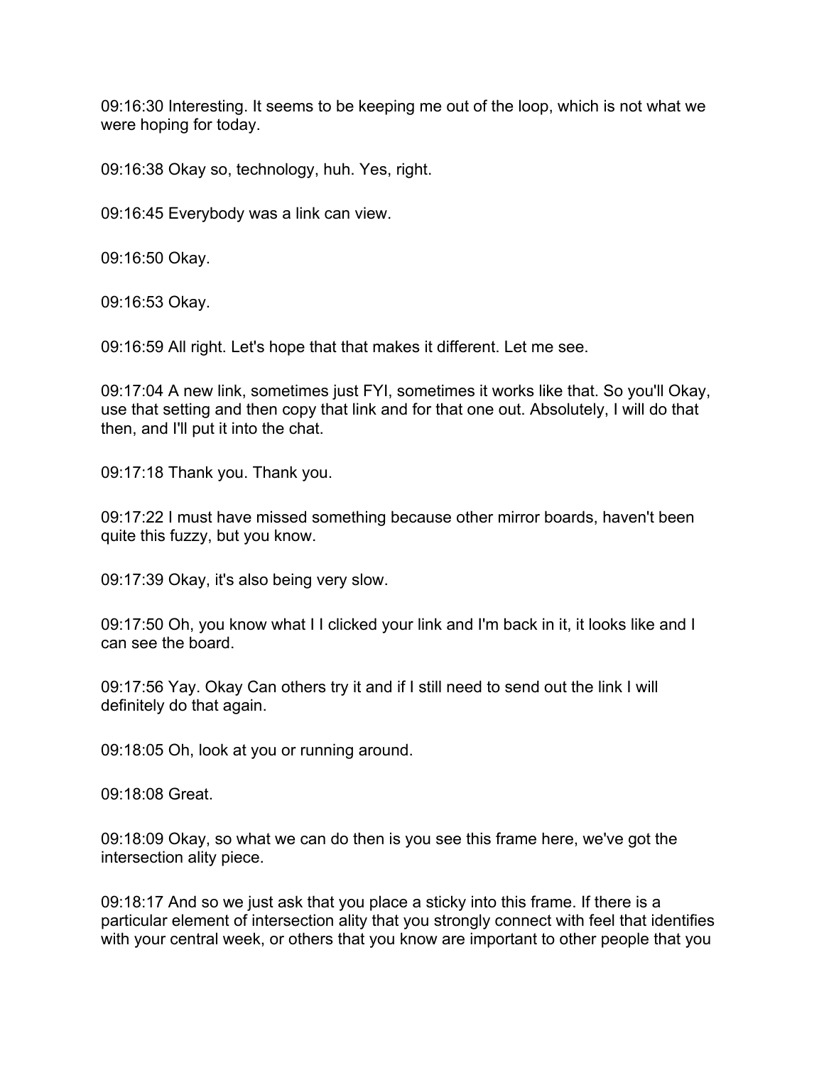09:16:30 Interesting. It seems to be keeping me out of the loop, which is not what we were hoping for today.

09:16:38 Okay so, technology, huh. Yes, right.

09:16:45 Everybody was a link can view.

09:16:50 Okay.

09:16:53 Okay.

09:16:59 All right. Let's hope that that makes it different. Let me see.

09:17:04 A new link, sometimes just FYI, sometimes it works like that. So you'll Okay, use that setting and then copy that link and for that one out. Absolutely, I will do that then, and I'll put it into the chat.

09:17:18 Thank you. Thank you.

09:17:22 I must have missed something because other mirror boards, haven't been quite this fuzzy, but you know.

09:17:39 Okay, it's also being very slow.

09:17:50 Oh, you know what I I clicked your link and I'm back in it, it looks like and I can see the board.

09:17:56 Yay. Okay Can others try it and if I still need to send out the link I will definitely do that again.

09:18:05 Oh, look at you or running around.

09:18:08 Great.

09:18:09 Okay, so what we can do then is you see this frame here, we've got the intersection ality piece.

09:18:17 And so we just ask that you place a sticky into this frame. If there is a particular element of intersection ality that you strongly connect with feel that identifies with your central week, or others that you know are important to other people that you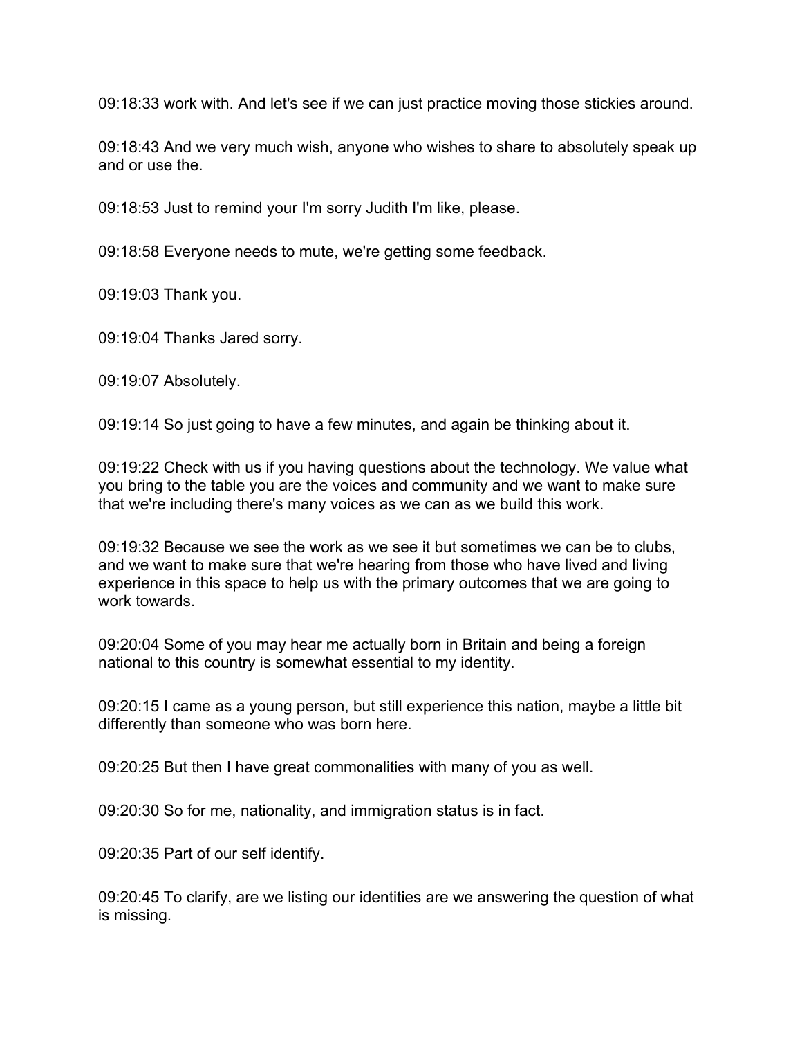09:18:33 work with. And let's see if we can just practice moving those stickies around.

09:18:43 And we very much wish, anyone who wishes to share to absolutely speak up and or use the.

09:18:53 Just to remind your I'm sorry Judith I'm like, please.

09:18:58 Everyone needs to mute, we're getting some feedback.

09:19:03 Thank you.

09:19:04 Thanks Jared sorry.

09:19:07 Absolutely.

09:19:14 So just going to have a few minutes, and again be thinking about it.

09:19:22 Check with us if you having questions about the technology. We value what you bring to the table you are the voices and community and we want to make sure that we're including there's many voices as we can as we build this work.

09:19:32 Because we see the work as we see it but sometimes we can be to clubs, and we want to make sure that we're hearing from those who have lived and living experience in this space to help us with the primary outcomes that we are going to work towards.

09:20:04 Some of you may hear me actually born in Britain and being a foreign national to this country is somewhat essential to my identity.

09:20:15 I came as a young person, but still experience this nation, maybe a little bit differently than someone who was born here.

09:20:25 But then I have great commonalities with many of you as well.

09:20:30 So for me, nationality, and immigration status is in fact.

09:20:35 Part of our self identify.

09:20:45 To clarify, are we listing our identities are we answering the question of what is missing.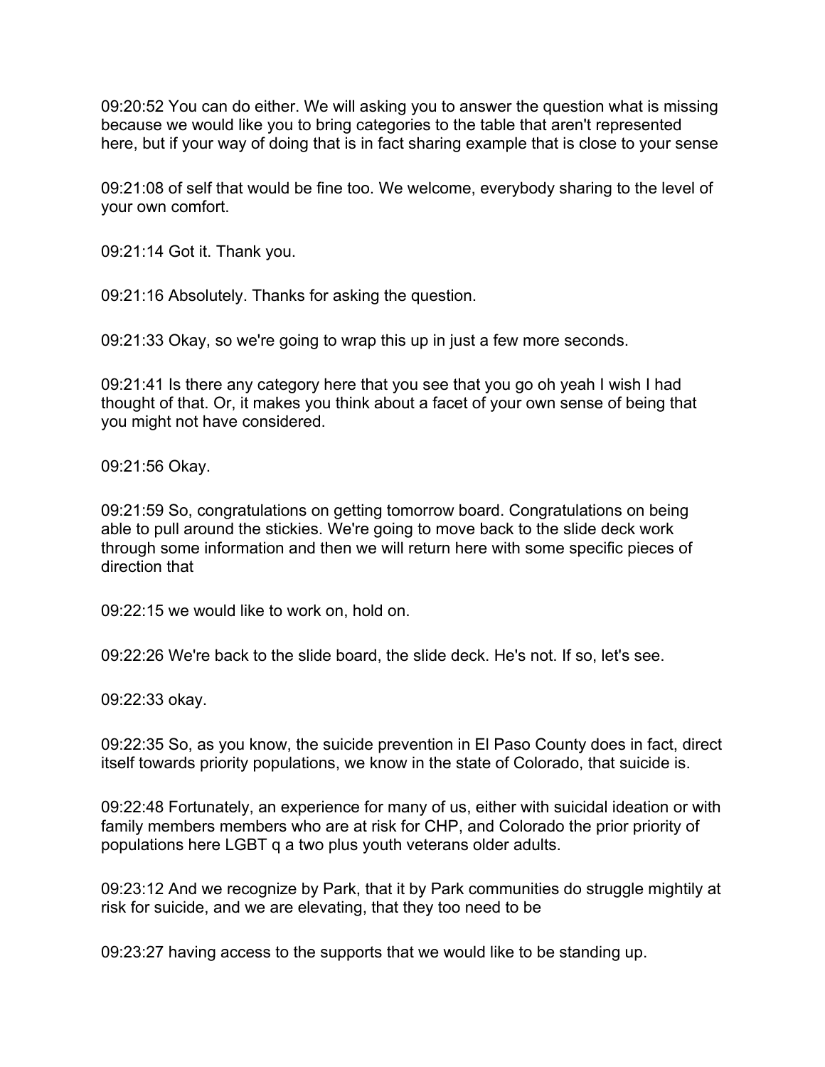09:20:52 You can do either. We will asking you to answer the question what is missing because we would like you to bring categories to the table that aren't represented here, but if your way of doing that is in fact sharing example that is close to your sense

09:21:08 of self that would be fine too. We welcome, everybody sharing to the level of your own comfort.

09:21:14 Got it. Thank you.

09:21:16 Absolutely. Thanks for asking the question.

09:21:33 Okay, so we're going to wrap this up in just a few more seconds.

09:21:41 Is there any category here that you see that you go oh yeah I wish I had thought of that. Or, it makes you think about a facet of your own sense of being that you might not have considered.

09:21:56 Okay.

09:21:59 So, congratulations on getting tomorrow board. Congratulations on being able to pull around the stickies. We're going to move back to the slide deck work through some information and then we will return here with some specific pieces of direction that

09:22:15 we would like to work on, hold on.

09:22:26 We're back to the slide board, the slide deck. He's not. If so, let's see.

09:22:33 okay.

09:22:35 So, as you know, the suicide prevention in El Paso County does in fact, direct itself towards priority populations, we know in the state of Colorado, that suicide is.

09:22:48 Fortunately, an experience for many of us, either with suicidal ideation or with family members members who are at risk for CHP, and Colorado the prior priority of populations here LGBT q a two plus youth veterans older adults.

09:23:12 And we recognize by Park, that it by Park communities do struggle mightily at risk for suicide, and we are elevating, that they too need to be

09:23:27 having access to the supports that we would like to be standing up.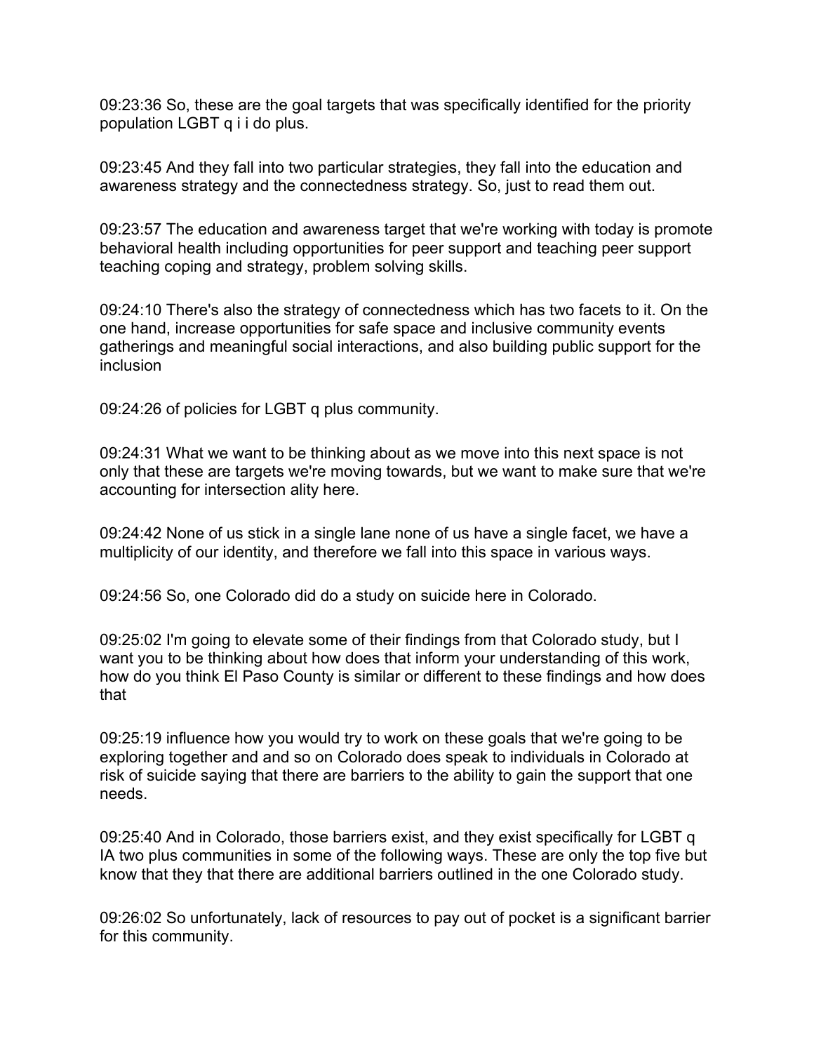09:23:36 So, these are the goal targets that was specifically identified for the priority population LGBT q i i do plus.

09:23:45 And they fall into two particular strategies, they fall into the education and awareness strategy and the connectedness strategy. So, just to read them out.

09:23:57 The education and awareness target that we're working with today is promote behavioral health including opportunities for peer support and teaching peer support teaching coping and strategy, problem solving skills.

09:24:10 There's also the strategy of connectedness which has two facets to it. On the one hand, increase opportunities for safe space and inclusive community events gatherings and meaningful social interactions, and also building public support for the inclusion

09:24:26 of policies for LGBT q plus community.

09:24:31 What we want to be thinking about as we move into this next space is not only that these are targets we're moving towards, but we want to make sure that we're accounting for intersection ality here.

09:24:42 None of us stick in a single lane none of us have a single facet, we have a multiplicity of our identity, and therefore we fall into this space in various ways.

09:24:56 So, one Colorado did do a study on suicide here in Colorado.

09:25:02 I'm going to elevate some of their findings from that Colorado study, but I want you to be thinking about how does that inform your understanding of this work, how do you think El Paso County is similar or different to these findings and how does that

09:25:19 influence how you would try to work on these goals that we're going to be exploring together and and so on Colorado does speak to individuals in Colorado at risk of suicide saying that there are barriers to the ability to gain the support that one needs.

09:25:40 And in Colorado, those barriers exist, and they exist specifically for LGBT q IA two plus communities in some of the following ways. These are only the top five but know that they that there are additional barriers outlined in the one Colorado study.

09:26:02 So unfortunately, lack of resources to pay out of pocket is a significant barrier for this community.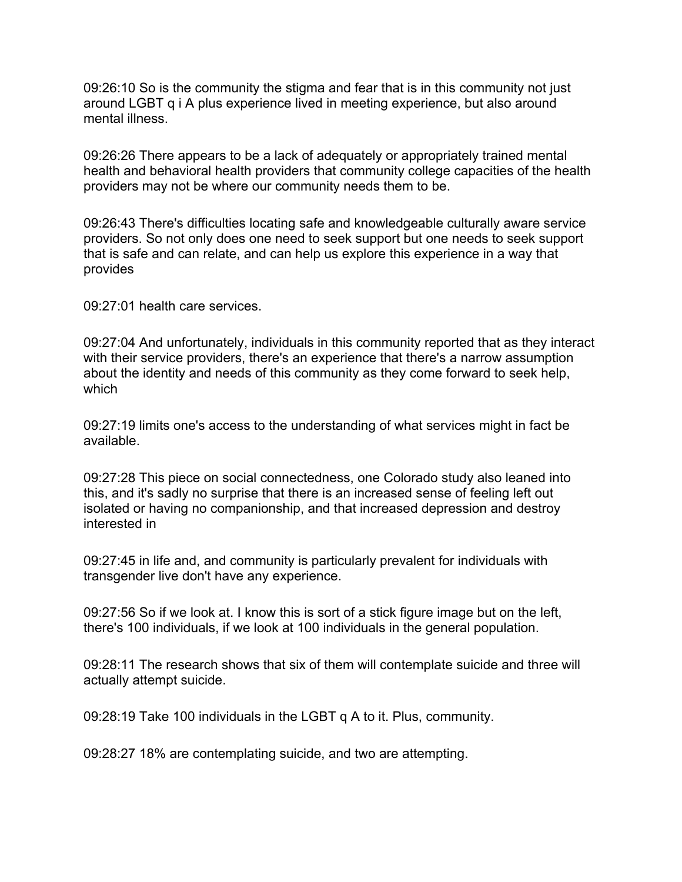09:26:10 So is the community the stigma and fear that is in this community not just around LGBT q i A plus experience lived in meeting experience, but also around mental illness.

09:26:26 There appears to be a lack of adequately or appropriately trained mental health and behavioral health providers that community college capacities of the health providers may not be where our community needs them to be.

09:26:43 There's difficulties locating safe and knowledgeable culturally aware service providers. So not only does one need to seek support but one needs to seek support that is safe and can relate, and can help us explore this experience in a way that provides

09:27:01 health care services.

09:27:04 And unfortunately, individuals in this community reported that as they interact with their service providers, there's an experience that there's a narrow assumption about the identity and needs of this community as they come forward to seek help, which

09:27:19 limits one's access to the understanding of what services might in fact be available.

09:27:28 This piece on social connectedness, one Colorado study also leaned into this, and it's sadly no surprise that there is an increased sense of feeling left out isolated or having no companionship, and that increased depression and destroy interested in

09:27:45 in life and, and community is particularly prevalent for individuals with transgender live don't have any experience.

09:27:56 So if we look at. I know this is sort of a stick figure image but on the left, there's 100 individuals, if we look at 100 individuals in the general population.

09:28:11 The research shows that six of them will contemplate suicide and three will actually attempt suicide.

09:28:19 Take 100 individuals in the LGBT q A to it. Plus, community.

09:28:27 18% are contemplating suicide, and two are attempting.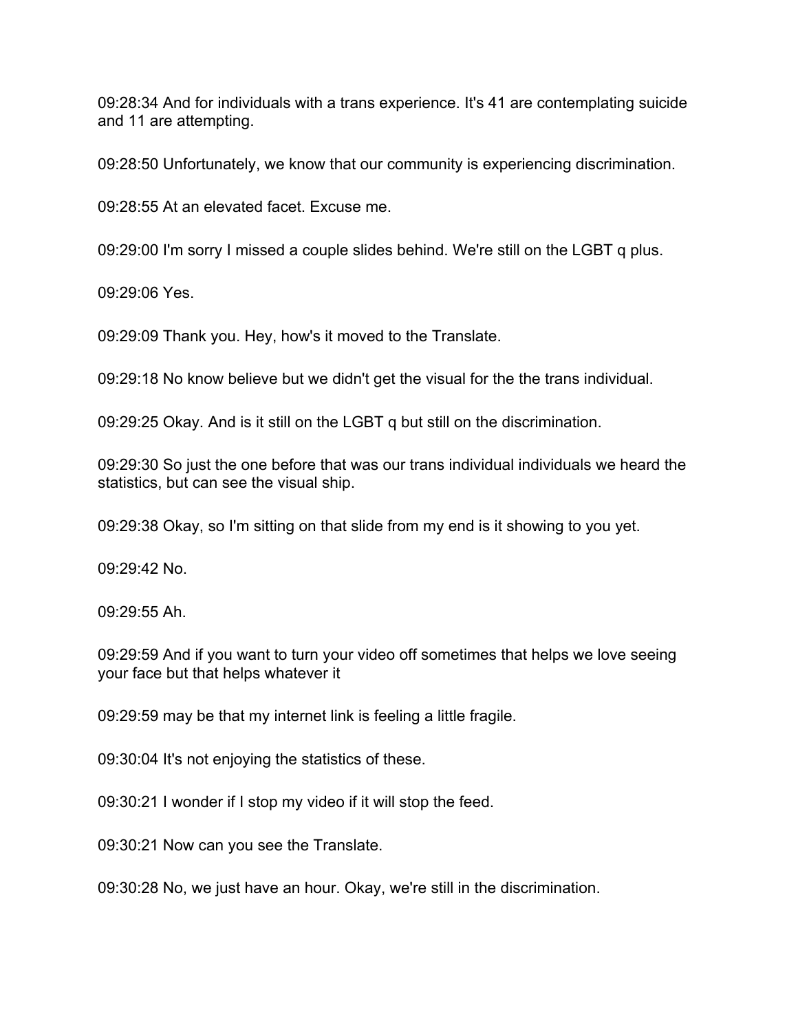09:28:34 And for individuals with a trans experience. It's 41 are contemplating suicide and 11 are attempting.

09:28:50 Unfortunately, we know that our community is experiencing discrimination.

09:28:55 At an elevated facet. Excuse me.

09:29:00 I'm sorry I missed a couple slides behind. We're still on the LGBT q plus.

09:29:06 Yes.

09:29:09 Thank you. Hey, how's it moved to the Translate.

09:29:18 No know believe but we didn't get the visual for the the trans individual.

09:29:25 Okay. And is it still on the LGBT q but still on the discrimination.

09:29:30 So just the one before that was our trans individual individuals we heard the statistics, but can see the visual ship.

09:29:38 Okay, so I'm sitting on that slide from my end is it showing to you yet.

09:29:42 No.

09:29:55 Ah.

09:29:59 And if you want to turn your video off sometimes that helps we love seeing your face but that helps whatever it

09:29:59 may be that my internet link is feeling a little fragile.

09:30:04 It's not enjoying the statistics of these.

09:30:21 I wonder if I stop my video if it will stop the feed.

09:30:21 Now can you see the Translate.

09:30:28 No, we just have an hour. Okay, we're still in the discrimination.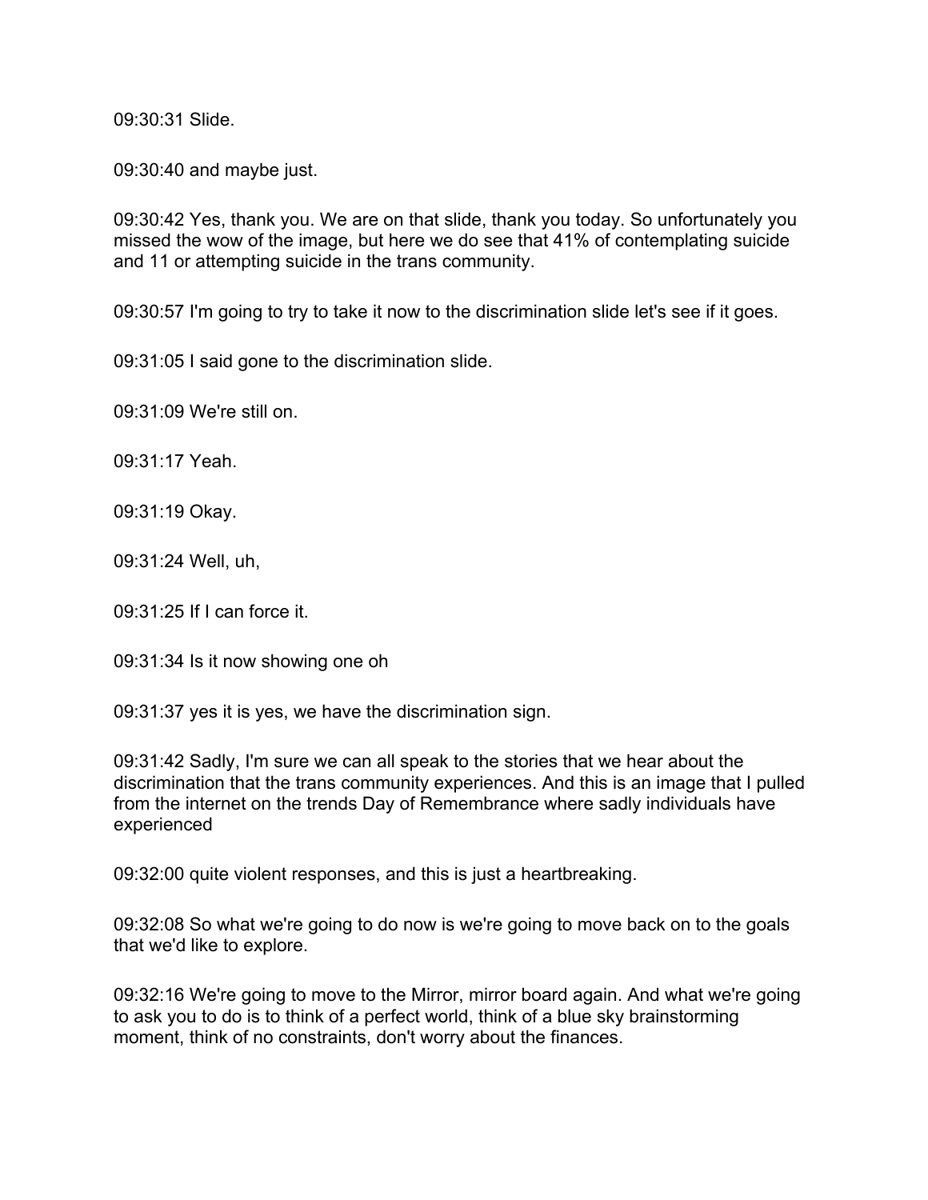09:30:31 Slide.

09:30:40 and maybe just.

09:30:42 Yes, thank you. We are on that slide, thank you today. So unfortunately you missed the wow of the image, but here we do see that 41% of contemplating suicide and 11 or attempting suicide in the trans community.

09:30:57 I'm going to try to take it now to the discrimination slide let's see if it goes.

09:31:05 I said gone to the discrimination slide.

09:31:09 We're still on.

09:31:17 Yeah.

09:31:19 Okay.

09:31:24 Well, uh,

09:31:25 If I can force it.

09:31:34 Is it now showing one oh

09:31:37 yes it is yes, we have the discrimination sign.

09:31:42 Sadly, I'm sure we can all speak to the stories that we hear about the discrimination that the trans community experiences. And this is an image that I pulled from the internet on the trends Day of Remembrance where sadly individuals have experienced

09:32:00 quite violent responses, and this is just a heartbreaking.

09:32:08 So what we're going to do now is we're going to move back on to the goals that we'd like to explore.

09:32:16 We're going to move to the Mirror, mirror board again. And what we're going to ask you to do is to think of a perfect world, think of a blue sky brainstorming moment, think of no constraints, don't worry about the finances.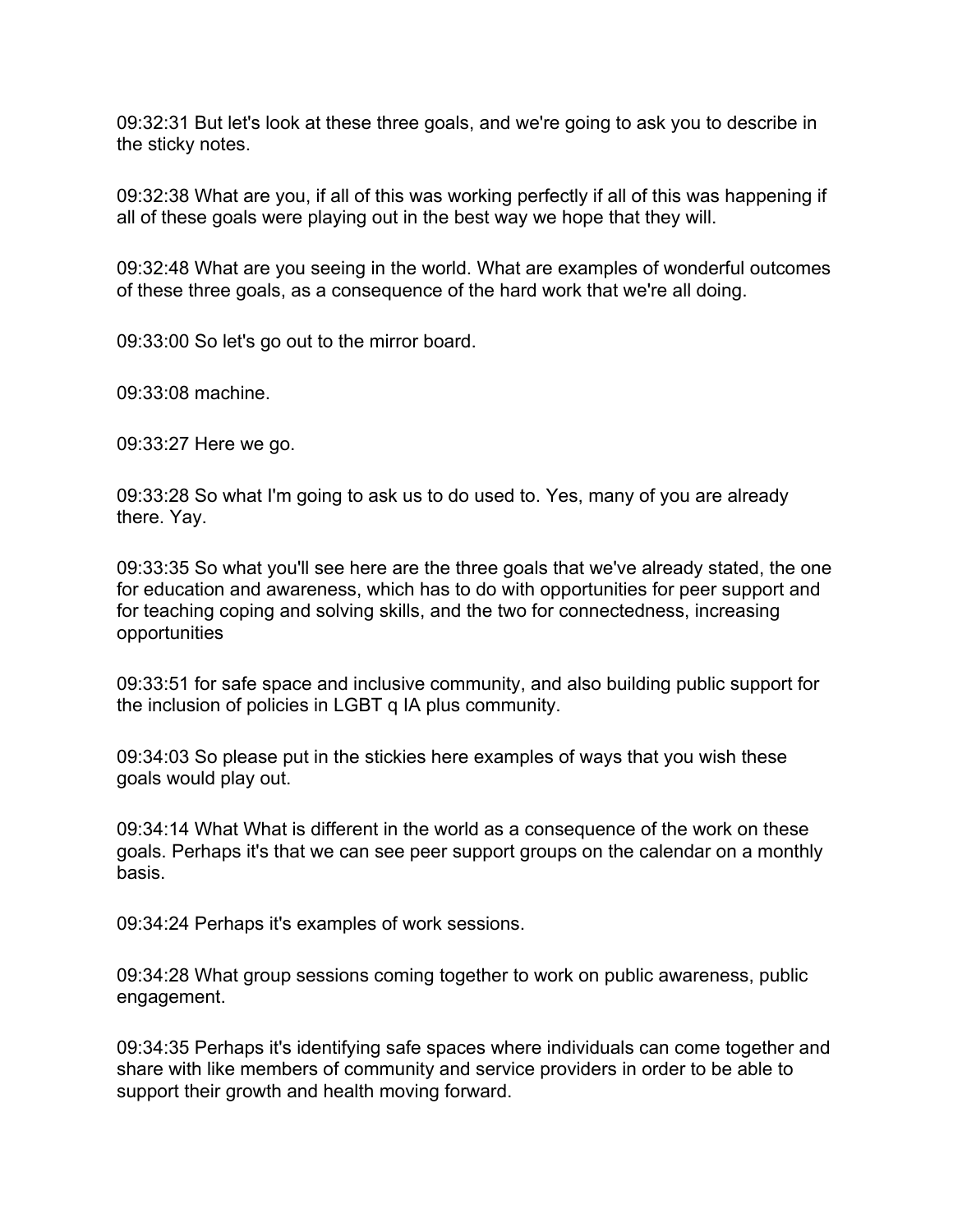09:32:31 But let's look at these three goals, and we're going to ask you to describe in the sticky notes.

09:32:38 What are you, if all of this was working perfectly if all of this was happening if all of these goals were playing out in the best way we hope that they will.

09:32:48 What are you seeing in the world. What are examples of wonderful outcomes of these three goals, as a consequence of the hard work that we're all doing.

09:33:00 So let's go out to the mirror board.

09:33:08 machine.

09:33:27 Here we go.

09:33:28 So what I'm going to ask us to do used to. Yes, many of you are already there. Yay.

09:33:35 So what you'll see here are the three goals that we've already stated, the one for education and awareness, which has to do with opportunities for peer support and for teaching coping and solving skills, and the two for connectedness, increasing opportunities

09:33:51 for safe space and inclusive community, and also building public support for the inclusion of policies in LGBT q IA plus community.

09:34:03 So please put in the stickies here examples of ways that you wish these goals would play out.

09:34:14 What What is different in the world as a consequence of the work on these goals. Perhaps it's that we can see peer support groups on the calendar on a monthly basis.

09:34:24 Perhaps it's examples of work sessions.

09:34:28 What group sessions coming together to work on public awareness, public engagement.

09:34:35 Perhaps it's identifying safe spaces where individuals can come together and share with like members of community and service providers in order to be able to support their growth and health moving forward.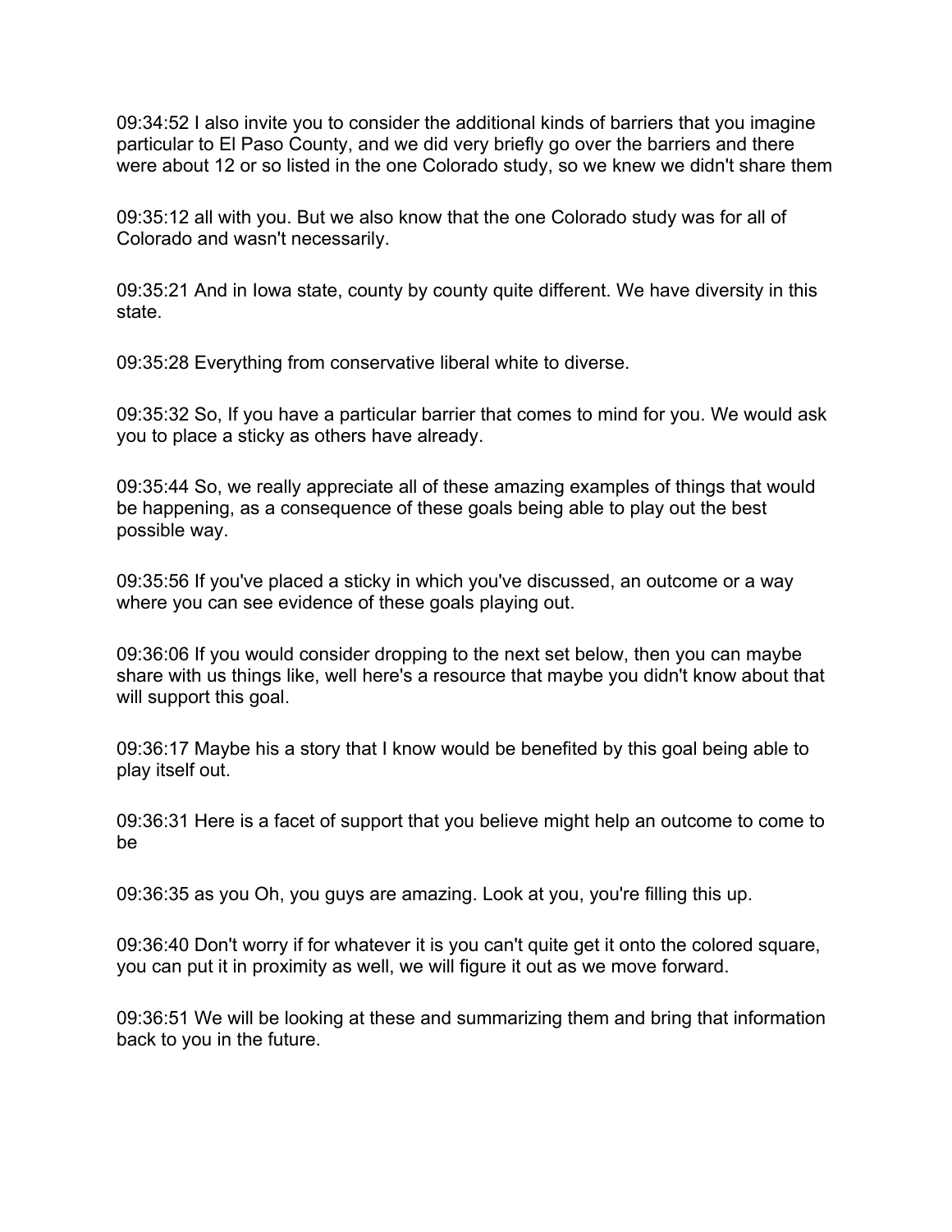09:34:52 I also invite you to consider the additional kinds of barriers that you imagine particular to El Paso County, and we did very briefly go over the barriers and there were about 12 or so listed in the one Colorado study, so we knew we didn't share them

09:35:12 all with you. But we also know that the one Colorado study was for all of Colorado and wasn't necessarily.

09:35:21 And in Iowa state, county by county quite different. We have diversity in this state.

09:35:28 Everything from conservative liberal white to diverse.

09:35:32 So, If you have a particular barrier that comes to mind for you. We would ask you to place a sticky as others have already.

09:35:44 So, we really appreciate all of these amazing examples of things that would be happening, as a consequence of these goals being able to play out the best possible way.

09:35:56 If you've placed a sticky in which you've discussed, an outcome or a way where you can see evidence of these goals playing out.

09:36:06 If you would consider dropping to the next set below, then you can maybe share with us things like, well here's a resource that maybe you didn't know about that will support this goal.

09:36:17 Maybe his a story that I know would be benefited by this goal being able to play itself out.

09:36:31 Here is a facet of support that you believe might help an outcome to come to be

09:36:35 as you Oh, you guys are amazing. Look at you, you're filling this up.

09:36:40 Don't worry if for whatever it is you can't quite get it onto the colored square, you can put it in proximity as well, we will figure it out as we move forward.

09:36:51 We will be looking at these and summarizing them and bring that information back to you in the future.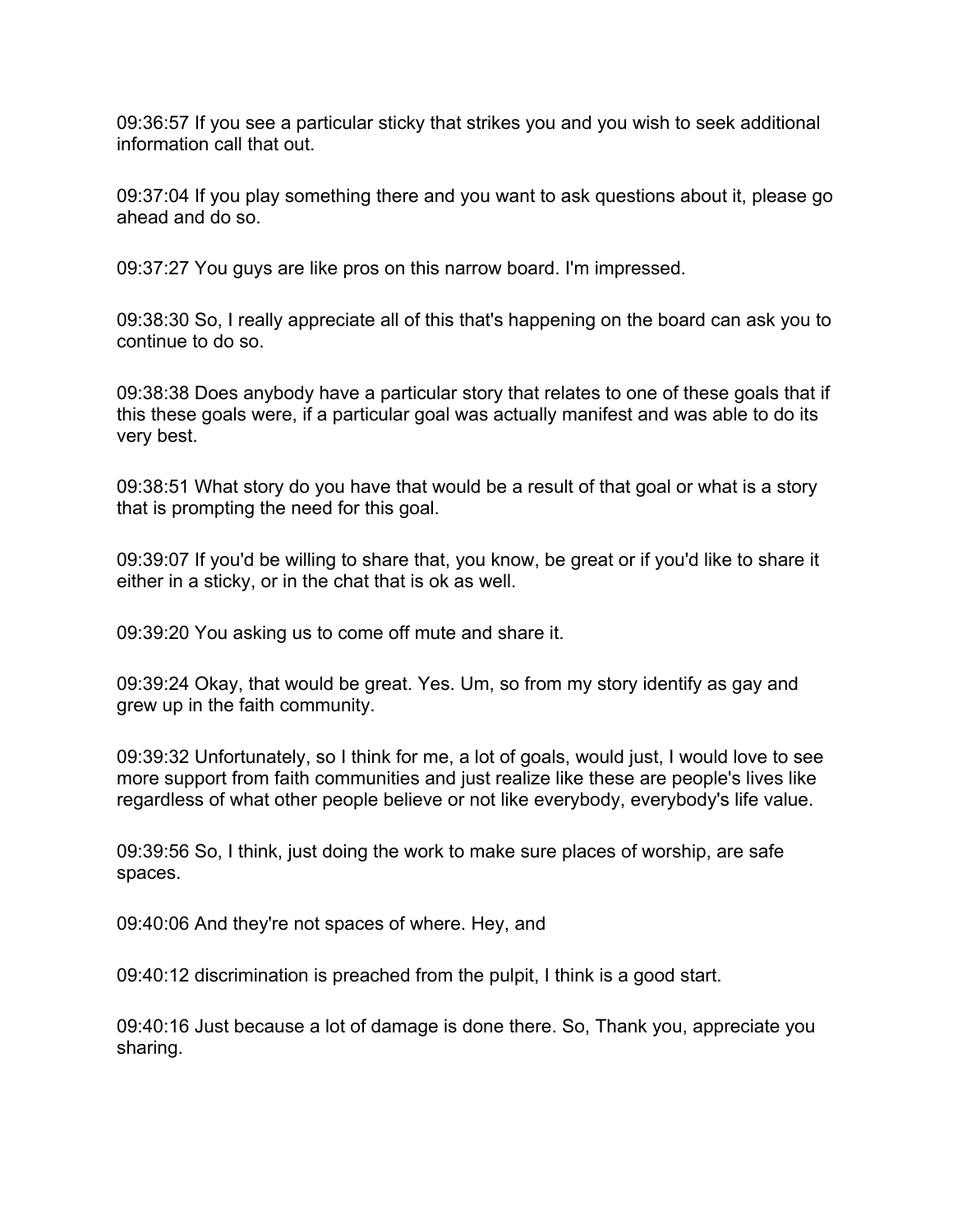09:36:57 If you see a particular sticky that strikes you and you wish to seek additional information call that out.

09:37:04 If you play something there and you want to ask questions about it, please go ahead and do so.

09:37:27 You guys are like pros on this narrow board. I'm impressed.

09:38:30 So, I really appreciate all of this that's happening on the board can ask you to continue to do so.

09:38:38 Does anybody have a particular story that relates to one of these goals that if this these goals were, if a particular goal was actually manifest and was able to do its very best.

09:38:51 What story do you have that would be a result of that goal or what is a story that is prompting the need for this goal.

09:39:07 If you'd be willing to share that, you know, be great or if you'd like to share it either in a sticky, or in the chat that is ok as well.

09:39:20 You asking us to come off mute and share it.

09:39:24 Okay, that would be great. Yes. Um, so from my story identify as gay and grew up in the faith community.

09:39:32 Unfortunately, so I think for me, a lot of goals, would just, I would love to see more support from faith communities and just realize like these are people's lives like regardless of what other people believe or not like everybody, everybody's life value.

09:39:56 So, I think, just doing the work to make sure places of worship, are safe spaces.

09:40:06 And they're not spaces of where. Hey, and

09:40:12 discrimination is preached from the pulpit, I think is a good start.

09:40:16 Just because a lot of damage is done there. So, Thank you, appreciate you sharing.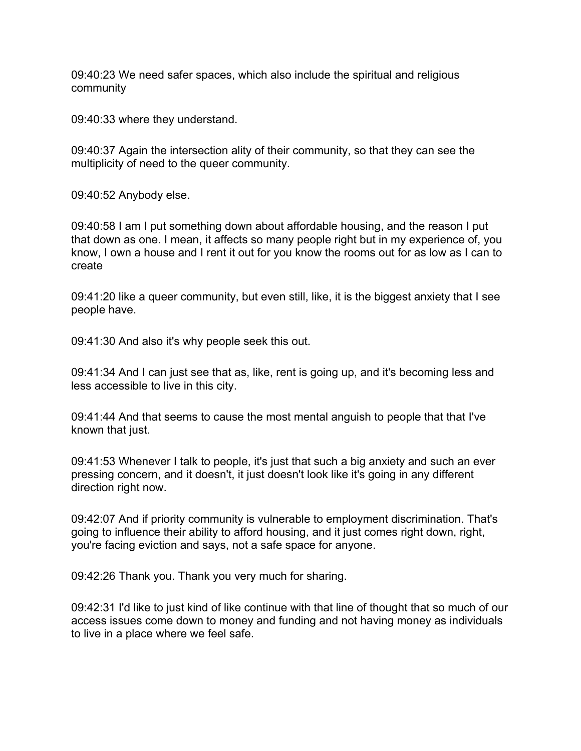09:40:23 We need safer spaces, which also include the spiritual and religious community

09:40:33 where they understand.

09:40:37 Again the intersection ality of their community, so that they can see the multiplicity of need to the queer community.

09:40:52 Anybody else.

09:40:58 I am I put something down about affordable housing, and the reason I put that down as one. I mean, it affects so many people right but in my experience of, you know, I own a house and I rent it out for you know the rooms out for as low as I can to create

09:41:20 like a queer community, but even still, like, it is the biggest anxiety that I see people have.

09:41:30 And also it's why people seek this out.

09:41:34 And I can just see that as, like, rent is going up, and it's becoming less and less accessible to live in this city.

09:41:44 And that seems to cause the most mental anguish to people that that I've known that just.

09:41:53 Whenever I talk to people, it's just that such a big anxiety and such an ever pressing concern, and it doesn't, it just doesn't look like it's going in any different direction right now.

09:42:07 And if priority community is vulnerable to employment discrimination. That's going to influence their ability to afford housing, and it just comes right down, right, you're facing eviction and says, not a safe space for anyone.

09:42:26 Thank you. Thank you very much for sharing.

09:42:31 I'd like to just kind of like continue with that line of thought that so much of our access issues come down to money and funding and not having money as individuals to live in a place where we feel safe.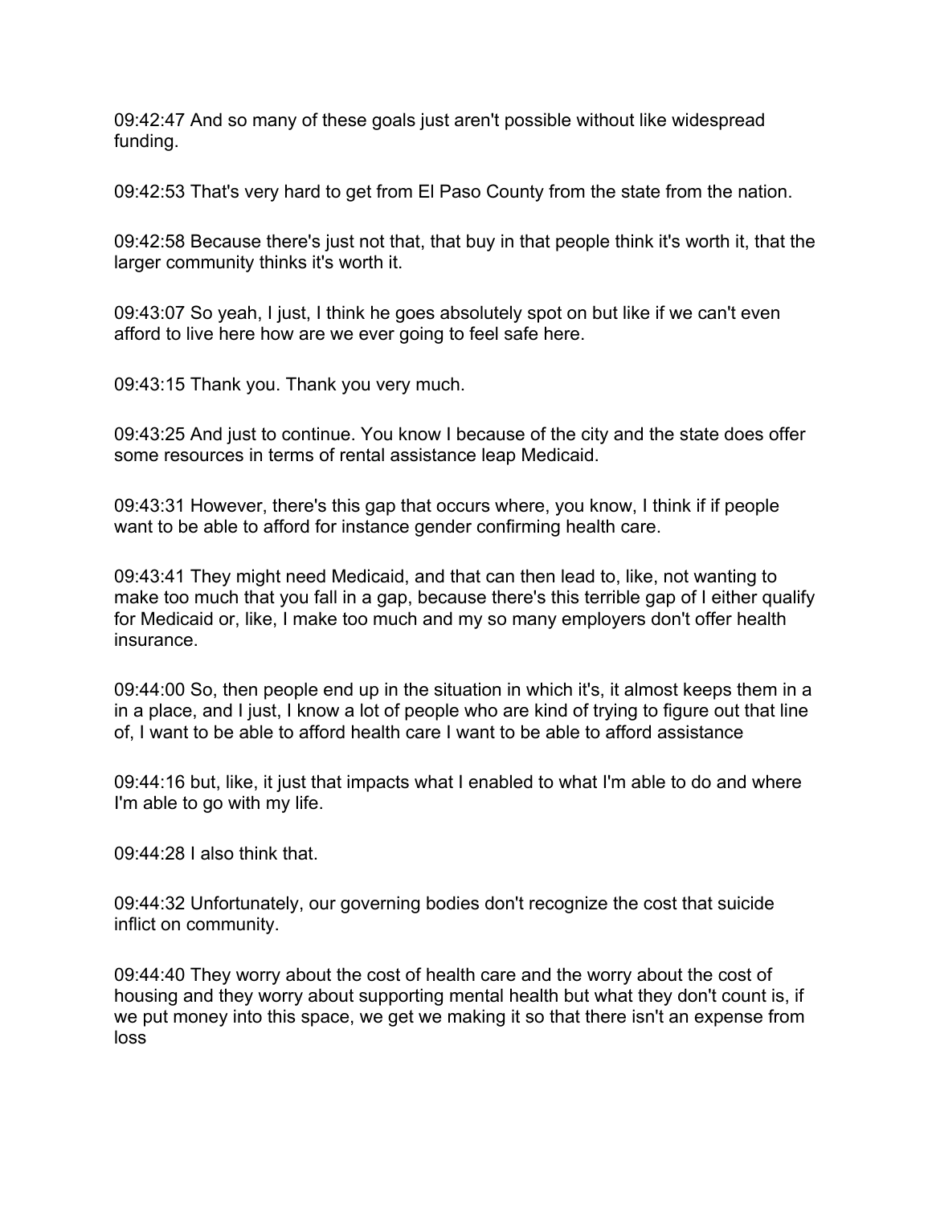09:42:47 And so many of these goals just aren't possible without like widespread funding.

09:42:53 That's very hard to get from El Paso County from the state from the nation.

09:42:58 Because there's just not that, that buy in that people think it's worth it, that the larger community thinks it's worth it.

09:43:07 So yeah, I just, I think he goes absolutely spot on but like if we can't even afford to live here how are we ever going to feel safe here.

09:43:15 Thank you. Thank you very much.

09:43:25 And just to continue. You know I because of the city and the state does offer some resources in terms of rental assistance leap Medicaid.

09:43:31 However, there's this gap that occurs where, you know, I think if if people want to be able to afford for instance gender confirming health care.

09:43:41 They might need Medicaid, and that can then lead to, like, not wanting to make too much that you fall in a gap, because there's this terrible gap of I either qualify for Medicaid or, like, I make too much and my so many employers don't offer health insurance.

09:44:00 So, then people end up in the situation in which it's, it almost keeps them in a in a place, and I just, I know a lot of people who are kind of trying to figure out that line of, I want to be able to afford health care I want to be able to afford assistance

09:44:16 but, like, it just that impacts what I enabled to what I'm able to do and where I'm able to go with my life.

09:44:28 I also think that.

09:44:32 Unfortunately, our governing bodies don't recognize the cost that suicide inflict on community.

09:44:40 They worry about the cost of health care and the worry about the cost of housing and they worry about supporting mental health but what they don't count is, if we put money into this space, we get we making it so that there isn't an expense from loss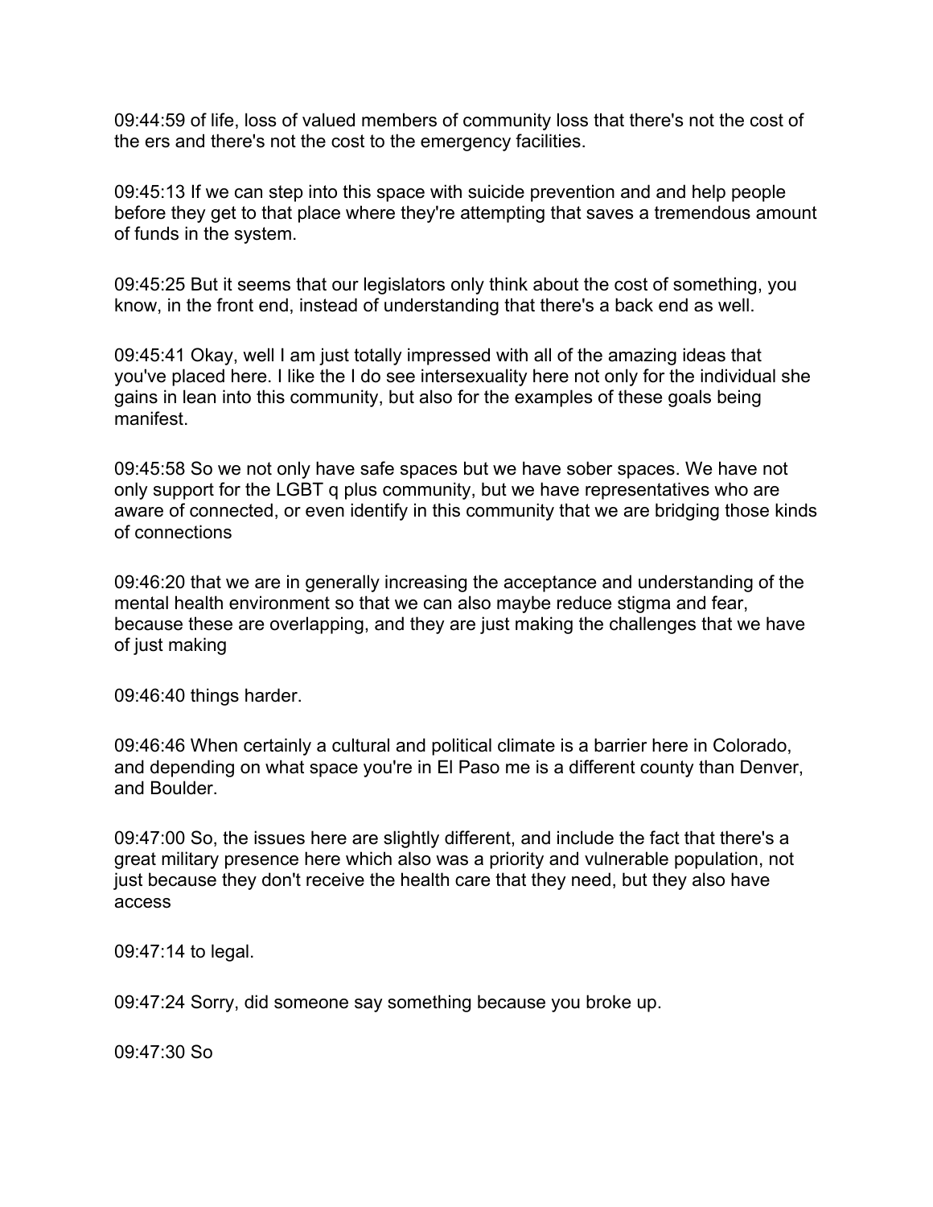09:44:59 of life, loss of valued members of community loss that there's not the cost of the ers and there's not the cost to the emergency facilities.

09:45:13 If we can step into this space with suicide prevention and and help people before they get to that place where they're attempting that saves a tremendous amount of funds in the system.

09:45:25 But it seems that our legislators only think about the cost of something, you know, in the front end, instead of understanding that there's a back end as well.

09:45:41 Okay, well I am just totally impressed with all of the amazing ideas that you've placed here. I like the I do see intersexuality here not only for the individual she gains in lean into this community, but also for the examples of these goals being manifest.

09:45:58 So we not only have safe spaces but we have sober spaces. We have not only support for the LGBT q plus community, but we have representatives who are aware of connected, or even identify in this community that we are bridging those kinds of connections

09:46:20 that we are in generally increasing the acceptance and understanding of the mental health environment so that we can also maybe reduce stigma and fear, because these are overlapping, and they are just making the challenges that we have of just making

09:46:40 things harder.

09:46:46 When certainly a cultural and political climate is a barrier here in Colorado, and depending on what space you're in El Paso me is a different county than Denver, and Boulder.

09:47:00 So, the issues here are slightly different, and include the fact that there's a great military presence here which also was a priority and vulnerable population, not just because they don't receive the health care that they need, but they also have access

09:47:14 to legal.

09:47:24 Sorry, did someone say something because you broke up.

09:47:30 So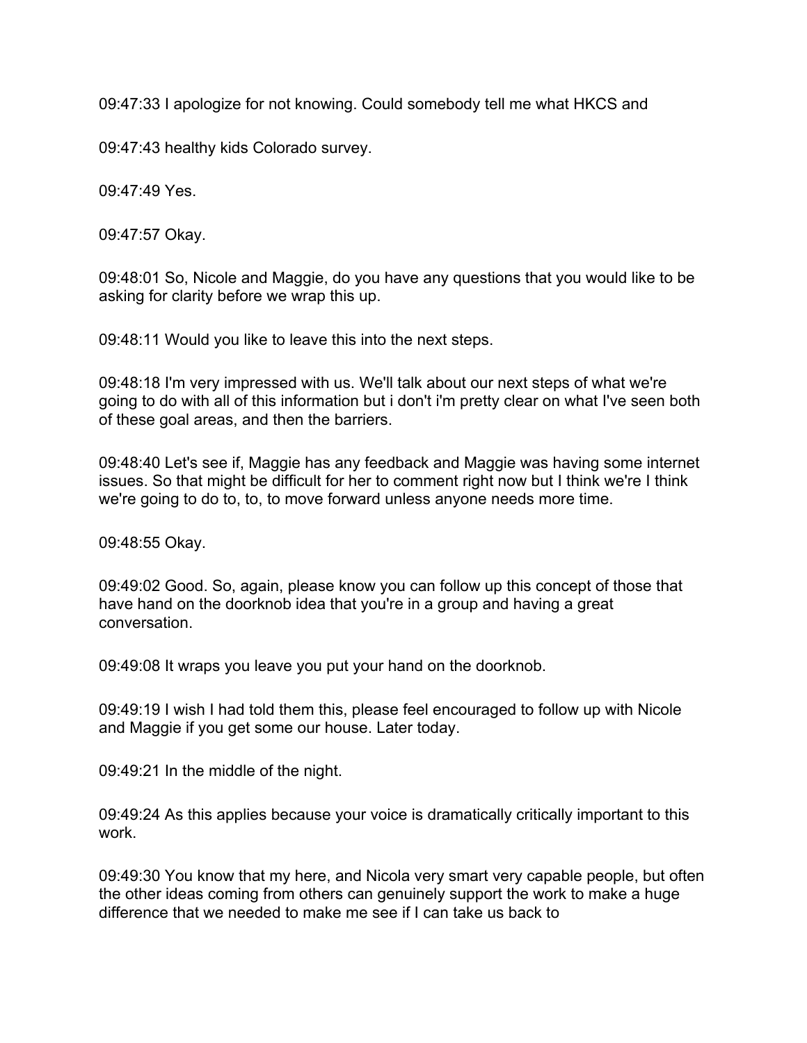09:47:33 I apologize for not knowing. Could somebody tell me what HKCS and

09:47:43 healthy kids Colorado survey.

09:47:49 Yes.

09:47:57 Okay.

09:48:01 So, Nicole and Maggie, do you have any questions that you would like to be asking for clarity before we wrap this up.

09:48:11 Would you like to leave this into the next steps.

09:48:18 I'm very impressed with us. We'll talk about our next steps of what we're going to do with all of this information but i don't i'm pretty clear on what I've seen both of these goal areas, and then the barriers.

09:48:40 Let's see if, Maggie has any feedback and Maggie was having some internet issues. So that might be difficult for her to comment right now but I think we're I think we're going to do to, to, to move forward unless anyone needs more time.

09:48:55 Okay.

09:49:02 Good. So, again, please know you can follow up this concept of those that have hand on the doorknob idea that you're in a group and having a great conversation.

09:49:08 It wraps you leave you put your hand on the doorknob.

09:49:19 I wish I had told them this, please feel encouraged to follow up with Nicole and Maggie if you get some our house. Later today.

09:49:21 In the middle of the night.

09:49:24 As this applies because your voice is dramatically critically important to this work.

09:49:30 You know that my here, and Nicola very smart very capable people, but often the other ideas coming from others can genuinely support the work to make a huge difference that we needed to make me see if I can take us back to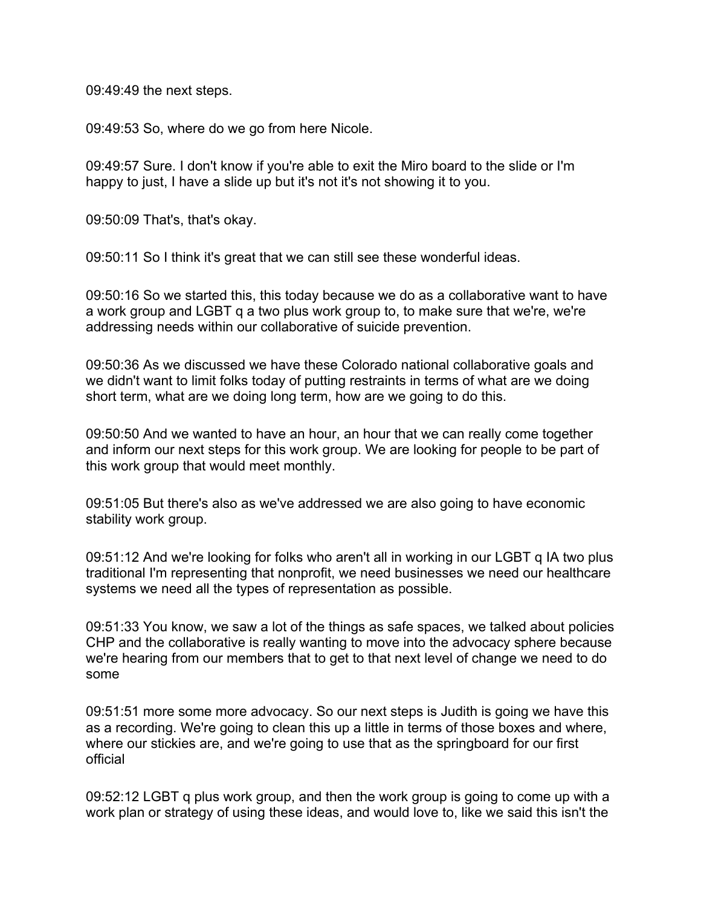09:49:49 the next steps.

09:49:53 So, where do we go from here Nicole.

09:49:57 Sure. I don't know if you're able to exit the Miro board to the slide or I'm happy to just, I have a slide up but it's not it's not showing it to you.

09:50:09 That's, that's okay.

09:50:11 So I think it's great that we can still see these wonderful ideas.

09:50:16 So we started this, this today because we do as a collaborative want to have a work group and LGBT q a two plus work group to, to make sure that we're, we're addressing needs within our collaborative of suicide prevention.

09:50:36 As we discussed we have these Colorado national collaborative goals and we didn't want to limit folks today of putting restraints in terms of what are we doing short term, what are we doing long term, how are we going to do this.

09:50:50 And we wanted to have an hour, an hour that we can really come together and inform our next steps for this work group. We are looking for people to be part of this work group that would meet monthly.

09:51:05 But there's also as we've addressed we are also going to have economic stability work group.

09:51:12 And we're looking for folks who aren't all in working in our LGBT q IA two plus traditional I'm representing that nonprofit, we need businesses we need our healthcare systems we need all the types of representation as possible.

09:51:33 You know, we saw a lot of the things as safe spaces, we talked about policies CHP and the collaborative is really wanting to move into the advocacy sphere because we're hearing from our members that to get to that next level of change we need to do some

09:51:51 more some more advocacy. So our next steps is Judith is going we have this as a recording. We're going to clean this up a little in terms of those boxes and where, where our stickies are, and we're going to use that as the springboard for our first official

09:52:12 LGBT q plus work group, and then the work group is going to come up with a work plan or strategy of using these ideas, and would love to, like we said this isn't the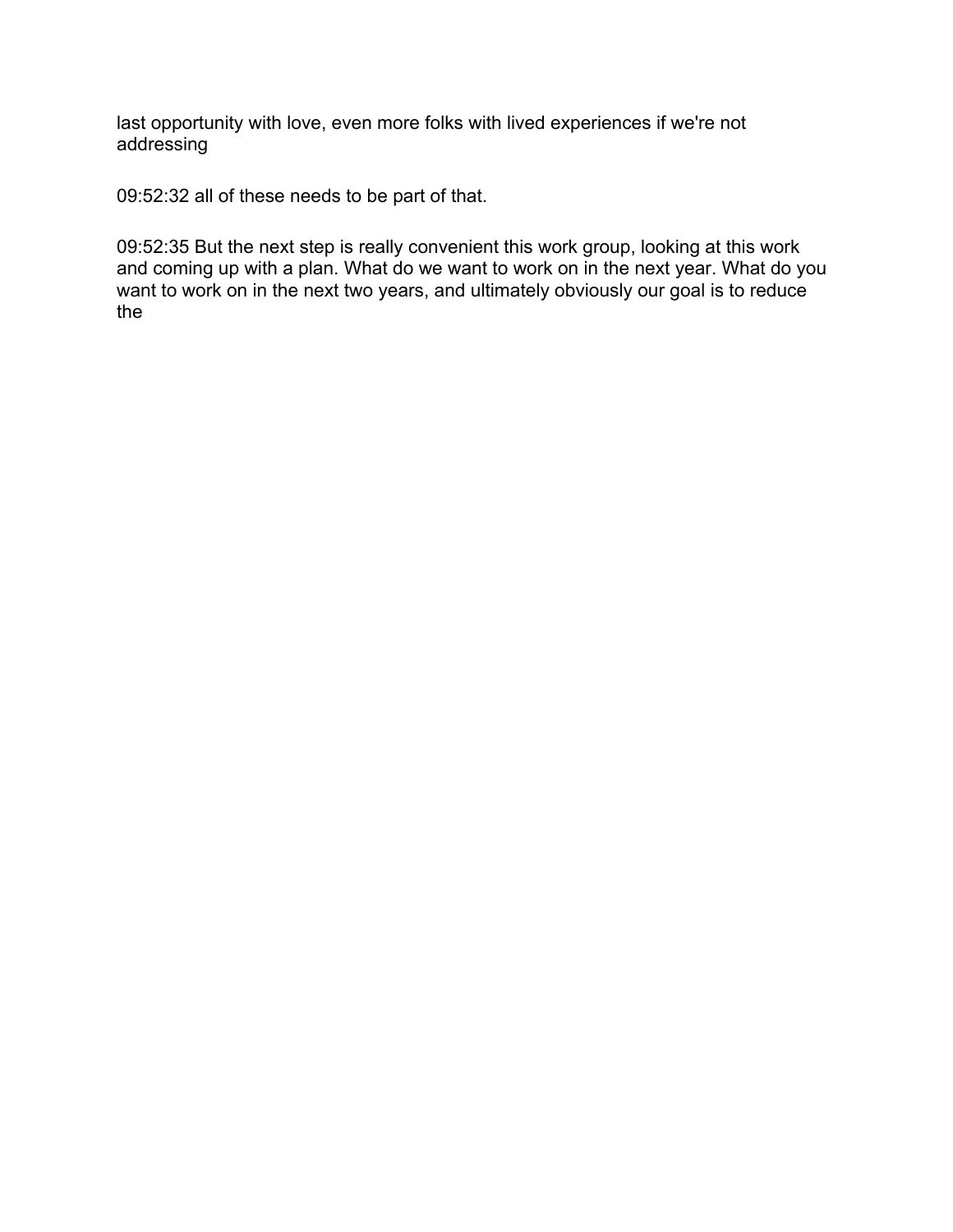last opportunity with love, even more folks with lived experiences if we're not addressing

09:52:32 all of these needs to be part of that.

09:52:35 But the next step is really convenient this work group, looking at this work and coming up with a plan. What do we want to work on in the next year. What do you want to work on in the next two years, and ultimately obviously our goal is to reduce the